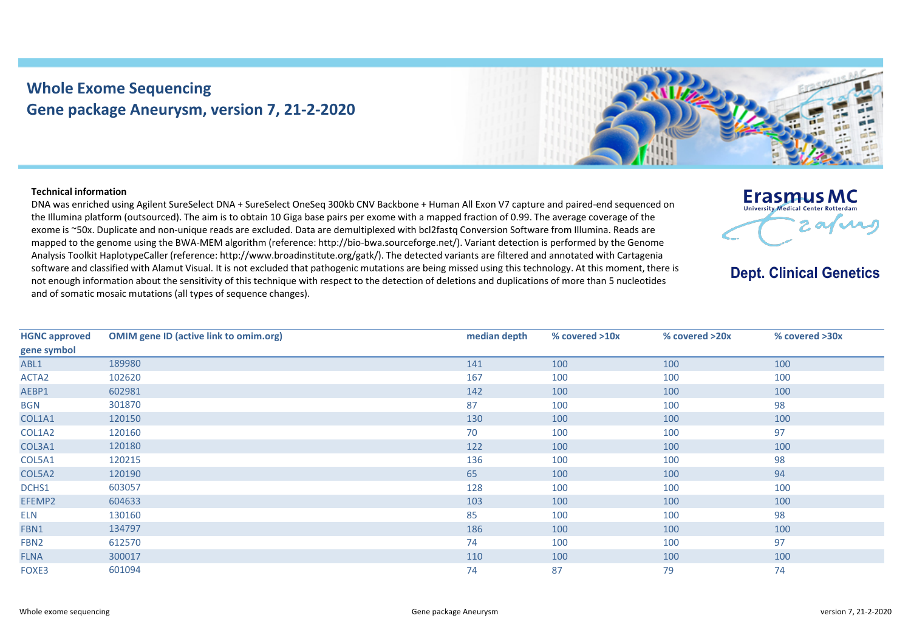# Whole Exome Sequencing
## Gene package Aneurysm, version 7, 21-2-2020

Erasmus MC
University Medical Center Rotterdam

**Dept. Clinical Genetics**

**Technical information**

DNA was enriched using Agilent SureSelect DNA + SureSelect OneSeq 300kb CNV Backbone + Human All Exon V7 capture and paired-end sequenced on the Illumina platform (outsourced). The aim is to obtain 10 Giga base pairs per exome with a mapped fraction of 0.99. The average coverage of the exome is ~50x. Duplicate and non-unique reads are excluded. Data are demultiplexed with bcl2fastq Conversion Software from Illumina. Reads are mapped to the genome using the BWA-MEM algorithm (reference: http://bio-bwa.sourceforge.net/). Variant detection is performed by the Genome Analysis Toolkit HaplotypeCaller (reference: http://www.broadinstitute.org/gatk/). The detected variants are filtered and annotated with Cartagenia software and classified with Alamut Visual. It is not excluded that pathogenic mutations are being missed using this technology. At this moment, there is not enough information about the sensitivity of this technique with respect to the detection of deletions and duplications of more than 5 nucleotides and of somatic mosaic mutations (all types of sequence changes).

| HGNC approved gene symbol | OMIM gene ID (active link to omim.org) | median depth | % covered >10x | % covered >20x | % covered >30x |
|---|---|---|---|---|---|
| ABL1 | 189980 | 141 | 100 | 100 | 100 |
| ACTA2 | 102620 | 167 | 100 | 100 | 100 |
| AEBP1 | 602981 | 142 | 100 | 100 | 100 |
| BGN | 301870 | 87 | 100 | 100 | 98 |
| COL1A1 | 120150 | 130 | 100 | 100 | 100 |
| COL1A2 | 120160 | 70 | 100 | 100 | 97 |
| COL3A1 | 120180 | 122 | 100 | 100 | 100 |
| COL5A1 | 120215 | 136 | 100 | 100 | 98 |
| COL5A2 | 120190 | 65 | 100 | 100 | 94 |
| DCHS1 | 603057 | 128 | 100 | 100 | 100 |
| EFEMP2 | 604633 | 103 | 100 | 100 | 100 |
| ELN | 130160 | 85 | 100 | 100 | 98 |
| FBN1 | 134797 | 186 | 100 | 100 | 100 |
| FBN2 | 612570 | 74 | 100 | 100 | 97 |
| FLNA | 300017 | 110 | 100 | 100 | 100 |
| FOXE3 | 601094 | 74 | 87 | 79 | 74 |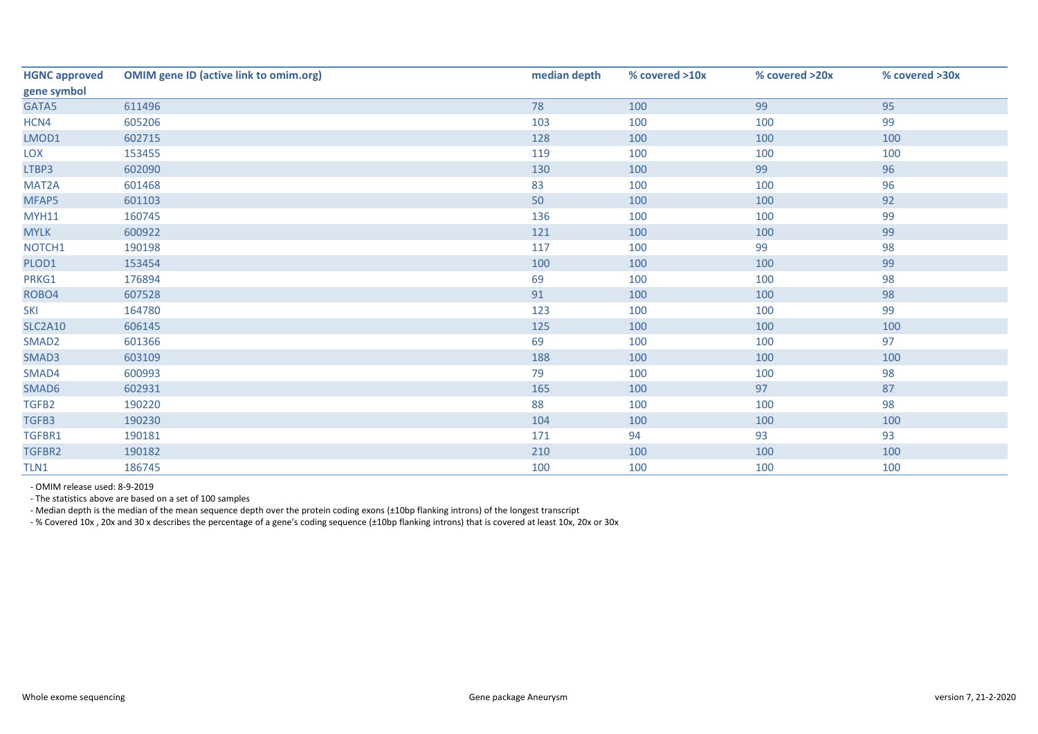| HGNC approved gene symbol | OMIM gene ID (active link to omim.org) | median depth | % covered >10x | % covered >20x | % covered >30x |
|---|---|---|---|---|---|
| GATA5 | 611496 | 78 | 100 | 99 | 95 |
| HCN4 | 605206 | 103 | 100 | 100 | 99 |
| LMOD1 | 602715 | 128 | 100 | 100 | 100 |
| LOX | 153455 | 119 | 100 | 100 | 100 |
| LTBP3 | 602090 | 130 | 100 | 99 | 96 |
| MAT2A | 601468 | 83 | 100 | 100 | 96 |
| MFAP5 | 601103 | 50 | 100 | 100 | 92 |
| MYH11 | 160745 | 136 | 100 | 100 | 99 |
| MYLK | 600922 | 121 | 100 | 100 | 99 |
| NOTCH1 | 190198 | 117 | 100 | 99 | 98 |
| PLOD1 | 153454 | 100 | 100 | 100 | 99 |
| PRKG1 | 176894 | 69 | 100 | 100 | 98 |
| ROBO4 | 607528 | 91 | 100 | 100 | 98 |
| SKI | 164780 | 123 | 100 | 100 | 99 |
| SLC2A10 | 606145 | 125 | 100 | 100 | 100 |
| SMAD2 | 601366 | 69 | 100 | 100 | 97 |
| SMAD3 | 603109 | 188 | 100 | 100 | 100 |
| SMAD4 | 600993 | 79 | 100 | 100 | 98 |
| SMAD6 | 602931 | 165 | 100 | 97 | 87 |
| TGFB2 | 190220 | 88 | 100 | 100 | 98 |
| TGFB3 | 190230 | 104 | 100 | 100 | 100 |
| TGFBR1 | 190181 | 171 | 94 | 93 | 93 |
| TGFBR2 | 190182 | 210 | 100 | 100 | 100 |
| TLN1 | 186745 | 100 | 100 | 100 | 100 |

- OMIM release used: 8-9-2019
- The statistics above are based on a set of 100 samples
- Median depth is the median of the mean sequence depth over the protein coding exons (±10bp flanking introns) of the longest transcript
- % Covered 10x , 20x and 30 x describes the percentage of a gene's coding sequence (±10bp flanking introns) that is covered at least 10x, 20x or 30x